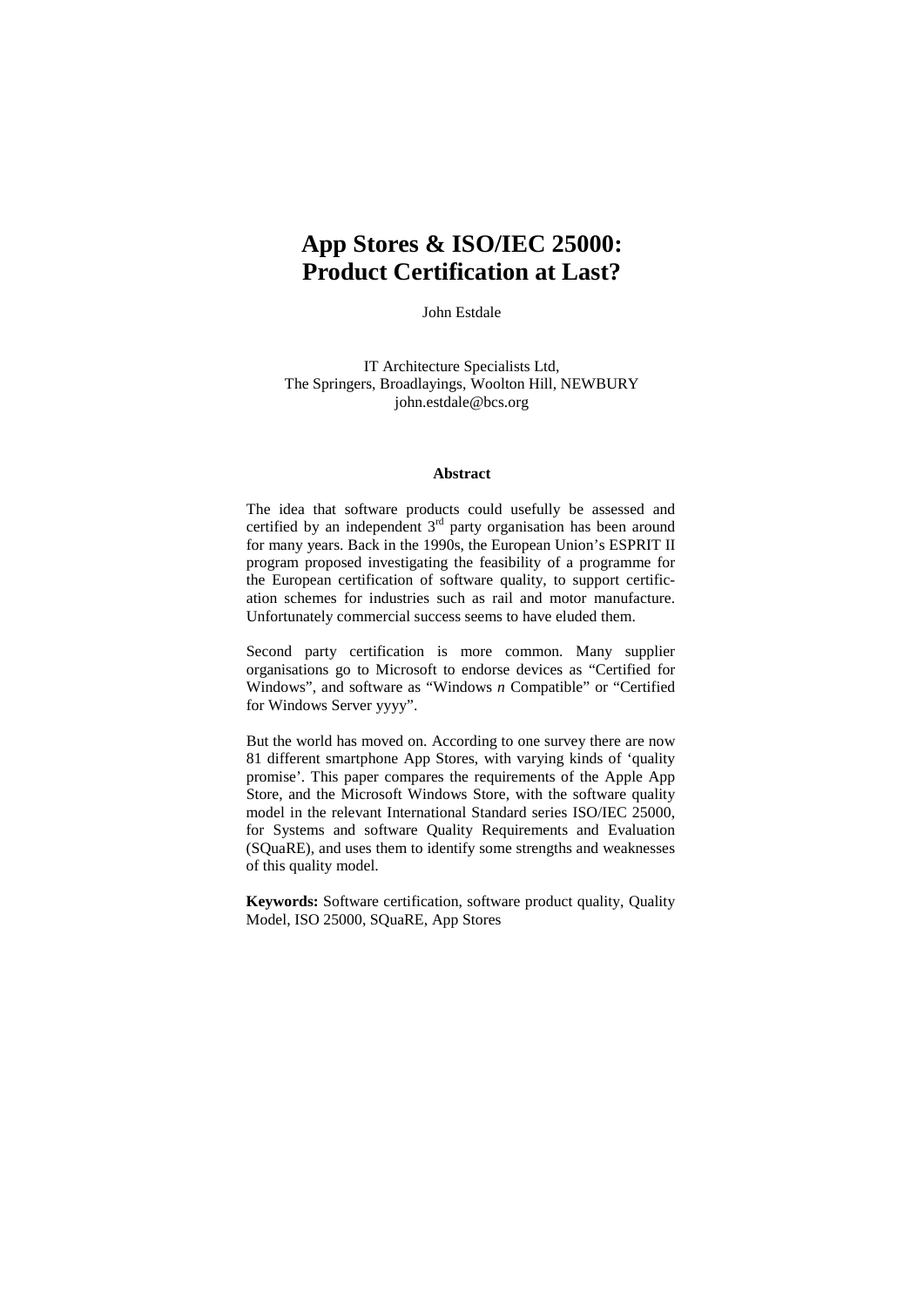# App Stores & ISO/IEC 25000: Product Certification at Last?

John Estdale

IT Architecture Specialists Ltd,
The Springers, Broadlayings, Woolton Hill, NEWBURY
john.estdale@bcs.org

### Abstract

The idea that software products could usefully be assessed and certified by an independent 3rd party organisation has been around for many years. Back in the 1990s, the European Union's ESPRIT II program proposed investigating the feasibility of a programme for the European certification of software quality, to support certification schemes for industries such as rail and motor manufacture. Unfortunately commercial success seems to have eluded them.

Second party certification is more common. Many supplier organisations go to Microsoft to endorse devices as "Certified for Windows", and software as "Windows *n* Compatible" or "Certified for Windows Server yyyy".

But the world has moved on. According to one survey there are now 81 different smartphone App Stores, with varying kinds of 'quality promise'. This paper compares the requirements of the Apple App Store, and the Microsoft Windows Store, with the software quality model in the relevant International Standard series ISO/IEC 25000, for Systems and software Quality Requirements and Evaluation (SQuaRE), and uses them to identify some strengths and weaknesses of this quality model.

**Keywords:** Software certification, software product quality, Quality Model, ISO 25000, SQuaRE, App Stores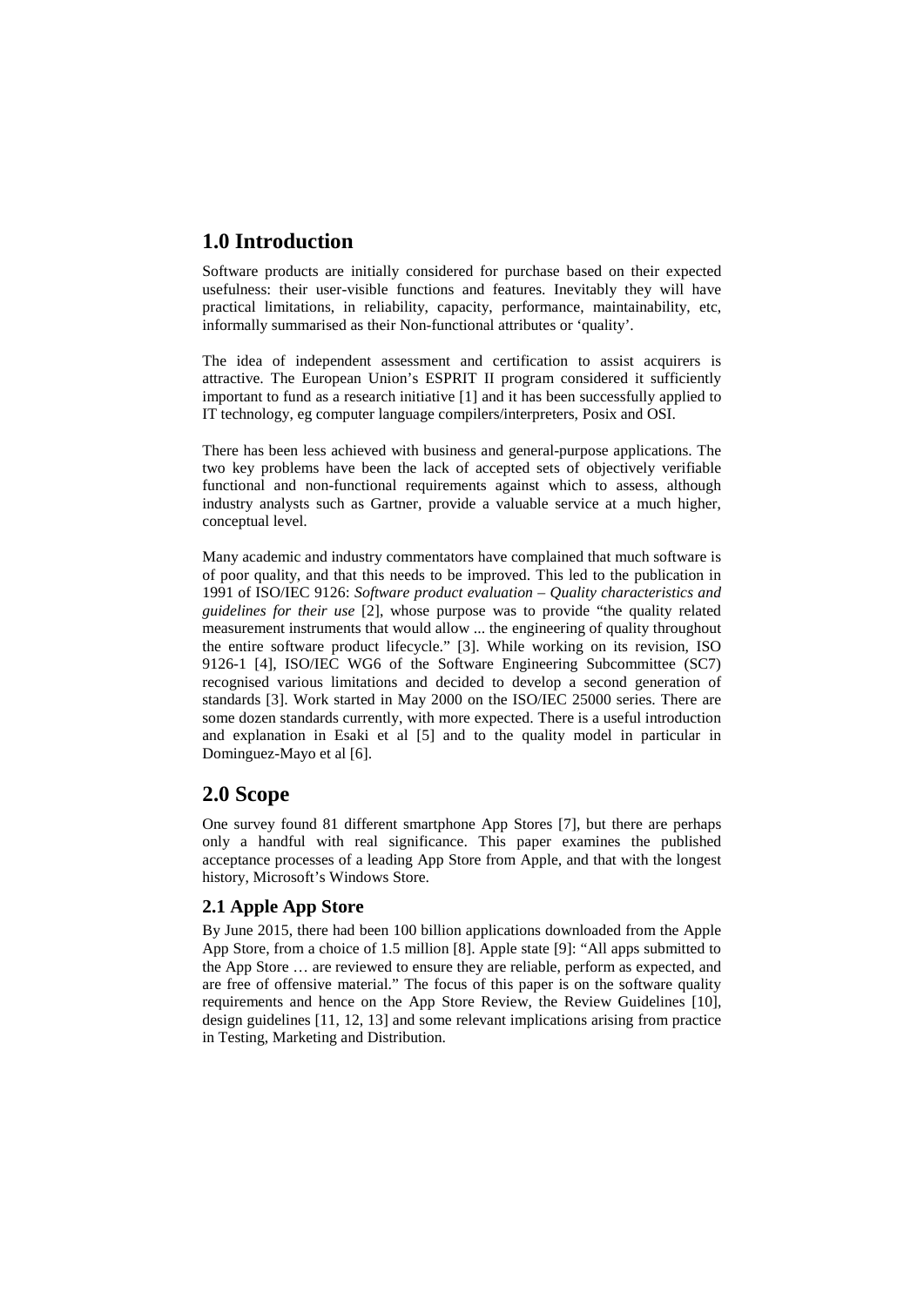# 1.0 Introduction

Software products are initially considered for purchase based on their expected usefulness: their user-visible functions and features. Inevitably they will have practical limitations, in reliability, capacity, performance, maintainability, etc, informally summarised as their Non-functional attributes or 'quality'.

The idea of independent assessment and certification to assist acquirers is attractive. The European Union's ESPRIT II program considered it sufficiently important to fund as a research initiative [1] and it has been successfully applied to IT technology, eg computer language compilers/interpreters, Posix and OSI.

There has been less achieved with business and general-purpose applications. The two key problems have been the lack of accepted sets of objectively verifiable functional and non-functional requirements against which to assess, although industry analysts such as Gartner, provide a valuable service at a much higher, conceptual level.

Many academic and industry commentators have complained that much software is of poor quality, and that this needs to be improved. This led to the publication in 1991 of ISO/IEC 9126: *Software product evaluation – Quality characteristics and guidelines for their use* [2], whose purpose was to provide "the quality related measurement instruments that would allow ... the engineering of quality throughout the entire software product lifecycle." [3]. While working on its revision, ISO 9126-1 [4], ISO/IEC WG6 of the Software Engineering Subcommittee (SC7) recognised various limitations and decided to develop a second generation of standards [3]. Work started in May 2000 on the ISO/IEC 25000 series. There are some dozen standards currently, with more expected. There is a useful introduction and explanation in Esaki et al [5] and to the quality model in particular in Dominguez-Mayo et al [6].

# 2.0 Scope

One survey found 81 different smartphone App Stores [7], but there are perhaps only a handful with real significance. This paper examines the published acceptance processes of a leading App Store from Apple, and that with the longest history, Microsoft's Windows Store.

## 2.1 Apple App Store

By June 2015, there had been 100 billion applications downloaded from the Apple App Store, from a choice of 1.5 million [8]. Apple state [9]: "All apps submitted to the App Store … are reviewed to ensure they are reliable, perform as expected, and are free of offensive material." The focus of this paper is on the software quality requirements and hence on the App Store Review, the Review Guidelines [10], design guidelines [11, 12, 13] and some relevant implications arising from practice in Testing, Marketing and Distribution.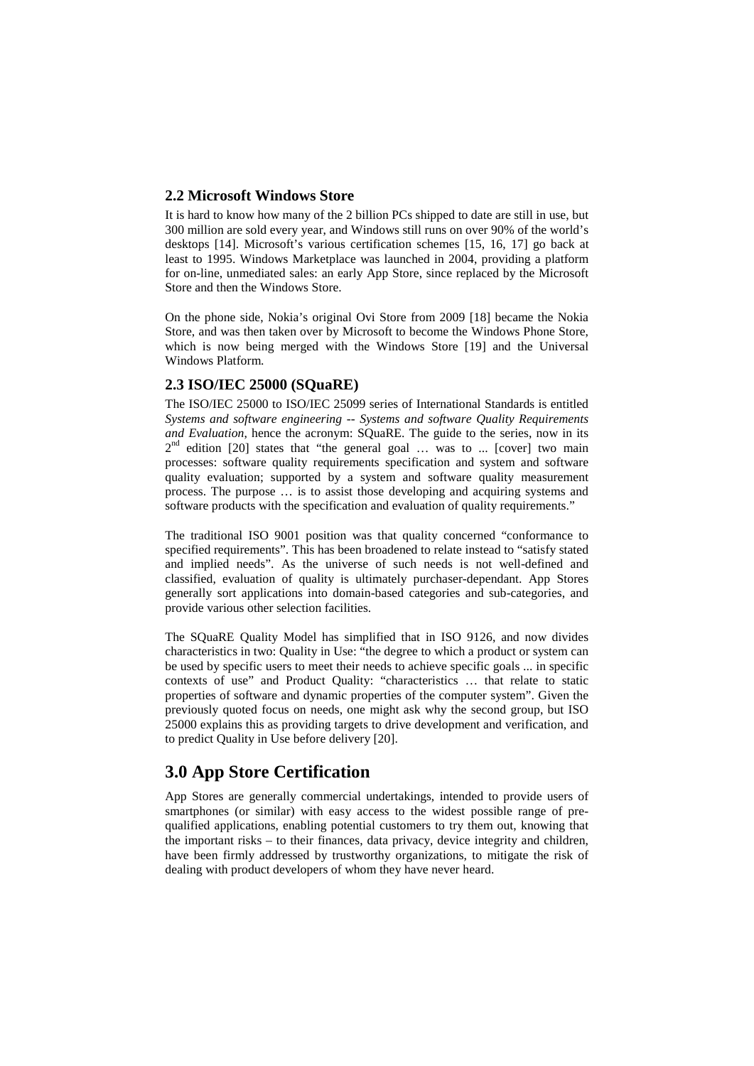### 2.2 Microsoft Windows Store

It is hard to know how many of the 2 billion PCs shipped to date are still in use, but 300 million are sold every year, and Windows still runs on over 90% of the world's desktops [14]. Microsoft's various certification schemes [15, 16, 17] go back at least to 1995. Windows Marketplace was launched in 2004, providing a platform for on-line, unmediated sales: an early App Store, since replaced by the Microsoft Store and then the Windows Store.

On the phone side, Nokia's original Ovi Store from 2009 [18] became the Nokia Store, and was then taken over by Microsoft to become the Windows Phone Store, which is now being merged with the Windows Store [19] and the Universal Windows Platform.

### 2.3 ISO/IEC 25000 (SQuaRE)

The ISO/IEC 25000 to ISO/IEC 25099 series of International Standards is entitled *Systems and software engineering -- Systems and software Quality Requirements and Evaluation*, hence the acronym: SQuaRE. The guide to the series, now in its 2nd edition [20] states that "the general goal … was to ... [cover] two main processes: software quality requirements specification and system and software quality evaluation; supported by a system and software quality measurement process. The purpose … is to assist those developing and acquiring systems and software products with the specification and evaluation of quality requirements."

The traditional ISO 9001 position was that quality concerned "conformance to specified requirements". This has been broadened to relate instead to "satisfy stated and implied needs". As the universe of such needs is not well-defined and classified, evaluation of quality is ultimately purchaser-dependant. App Stores generally sort applications into domain-based categories and sub-categories, and provide various other selection facilities.

The SQuaRE Quality Model has simplified that in ISO 9126, and now divides characteristics in two: Quality in Use: "the degree to which a product or system can be used by specific users to meet their needs to achieve specific goals ... in specific contexts of use" and Product Quality: "characteristics … that relate to static properties of software and dynamic properties of the computer system". Given the previously quoted focus on needs, one might ask why the second group, but ISO 25000 explains this as providing targets to drive development and verification, and to predict Quality in Use before delivery [20].

## 3.0 App Store Certification

App Stores are generally commercial undertakings, intended to provide users of smartphones (or similar) with easy access to the widest possible range of pre-qualified applications, enabling potential customers to try them out, knowing that the important risks – to their finances, data privacy, device integrity and children, have been firmly addressed by trustworthy organizations, to mitigate the risk of dealing with product developers of whom they have never heard.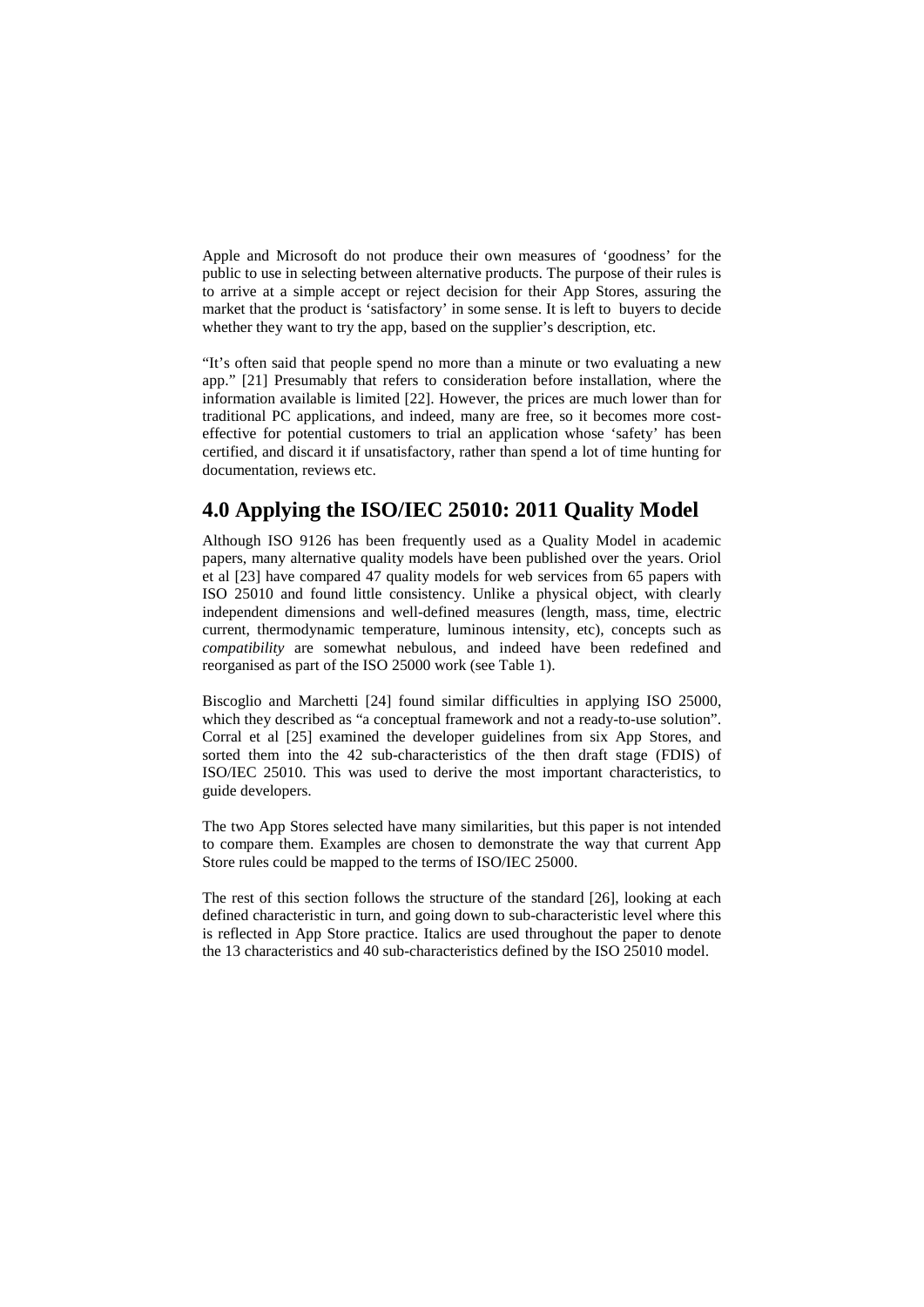Apple and Microsoft do not produce their own measures of 'goodness' for the public to use in selecting between alternative products. The purpose of their rules is to arrive at a simple accept or reject decision for their App Stores, assuring the market that the product is 'satisfactory' in some sense. It is left to buyers to decide whether they want to try the app, based on the supplier's description, etc.

"It's often said that people spend no more than a minute or two evaluating a new app." [21] Presumably that refers to consideration before installation, where the information available is limited [22]. However, the prices are much lower than for traditional PC applications, and indeed, many are free, so it becomes more cost-effective for potential customers to trial an application whose 'safety' has been certified, and discard it if unsatisfactory, rather than spend a lot of time hunting for documentation, reviews etc.

## 4.0 Applying the ISO/IEC 25010: 2011 Quality Model

Although ISO 9126 has been frequently used as a Quality Model in academic papers, many alternative quality models have been published over the years. Oriol et al [23] have compared 47 quality models for web services from 65 papers with ISO 25010 and found little consistency. Unlike a physical object, with clearly independent dimensions and well-defined measures (length, mass, time, electric current, thermodynamic temperature, luminous intensity, etc), concepts such as *compatibility* are somewhat nebulous, and indeed have been redefined and reorganised as part of the ISO 25000 work (see Table 1).

Biscoglio and Marchetti [24] found similar difficulties in applying ISO 25000, which they described as "a conceptual framework and not a ready-to-use solution". Corral et al [25] examined the developer guidelines from six App Stores, and sorted them into the 42 sub-characteristics of the then draft stage (FDIS) of ISO/IEC 25010. This was used to derive the most important characteristics, to guide developers.

The two App Stores selected have many similarities, but this paper is not intended to compare them. Examples are chosen to demonstrate the way that current App Store rules could be mapped to the terms of ISO/IEC 25000.

The rest of this section follows the structure of the standard [26], looking at each defined characteristic in turn, and going down to sub-characteristic level where this is reflected in App Store practice. Italics are used throughout the paper to denote the 13 characteristics and 40 sub-characteristics defined by the ISO 25010 model.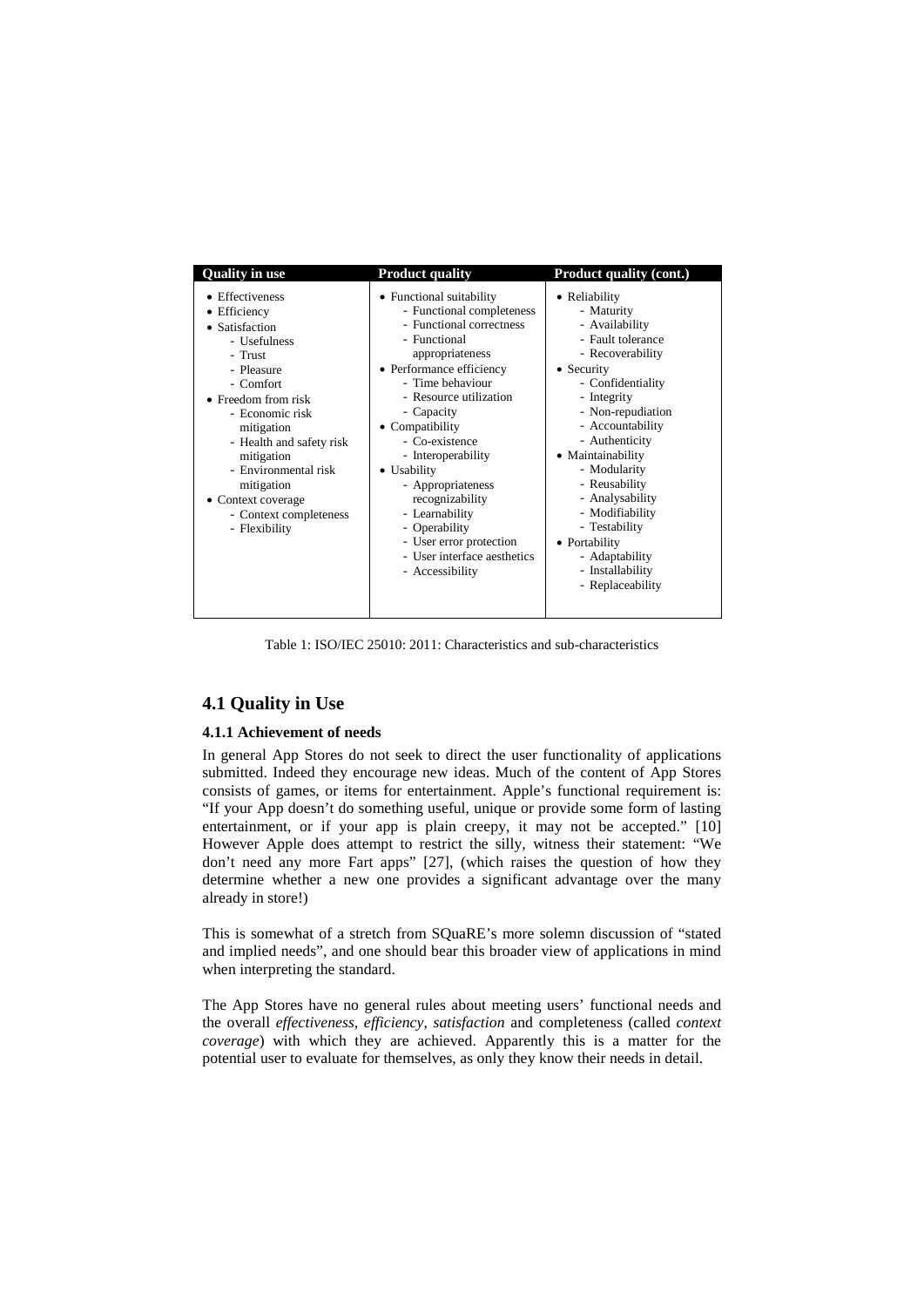| Quality in use | Product quality | Product quality (cont.) |
| --- | --- | --- |
| • Effectiveness<br>• Efficiency<br>• Satisfaction<br>- Usefulness<br>- Trust<br>- Pleasure<br>- Comfort<br>• Freedom from risk<br>- Economic risk mitigation<br>- Health and safety risk mitigation<br>- Environmental risk mitigation<br>• Context coverage<br>- Context completeness<br>- Flexibility | • Functional suitability<br>- Functional completeness<br>- Functional correctness<br>- Functional appropriateness<br>• Performance efficiency<br>- Time behaviour<br>- Resource utilization<br>- Capacity<br>• Compatibility<br>- Co-existence<br>- Interoperability<br>• Usability<br>- Appropriateness recognizability<br>- Learnability<br>- Operability<br>- User error protection<br>- User interface aesthetics<br>- Accessibility | • Reliability<br>- Maturity<br>- Availability<br>- Fault tolerance<br>- Recoverability<br>• Security<br>- Confidentiality<br>- Integrity<br>- Non-repudiation<br>- Accountability<br>- Authenticity<br>• Maintainability<br>- Modularity<br>- Reusability<br>- Analysability<br>- Modifiability<br>- Testability<br>• Portability<br>- Adaptability<br>- Installability<br>- Replaceability |

Table 1: ISO/IEC 25010: 2011: Characteristics and sub-characteristics

## 4.1 Quality in Use

### 4.1.1 Achievement of needs

In general App Stores do not seek to direct the user functionality of applications submitted. Indeed they encourage new ideas. Much of the content of App Stores consists of games, or items for entertainment. Apple's functional requirement is: "If your App doesn't do something useful, unique or provide some form of lasting entertainment, or if your app is plain creepy, it may not be accepted." [10] However Apple does attempt to restrict the silly, witness their statement: "We don't need any more Fart apps" [27], (which raises the question of how they determine whether a new one provides a significant advantage over the many already in store!)

This is somewhat of a stretch from SQuaRE's more solemn discussion of "stated and implied needs", and one should bear this broader view of applications in mind when interpreting the standard.

The App Stores have no general rules about meeting users' functional needs and the overall *effectiveness*, *efficiency*, *satisfaction* and completeness (called *context coverage*) with which they are achieved. Apparently this is a matter for the potential user to evaluate for themselves, as only they know their needs in detail.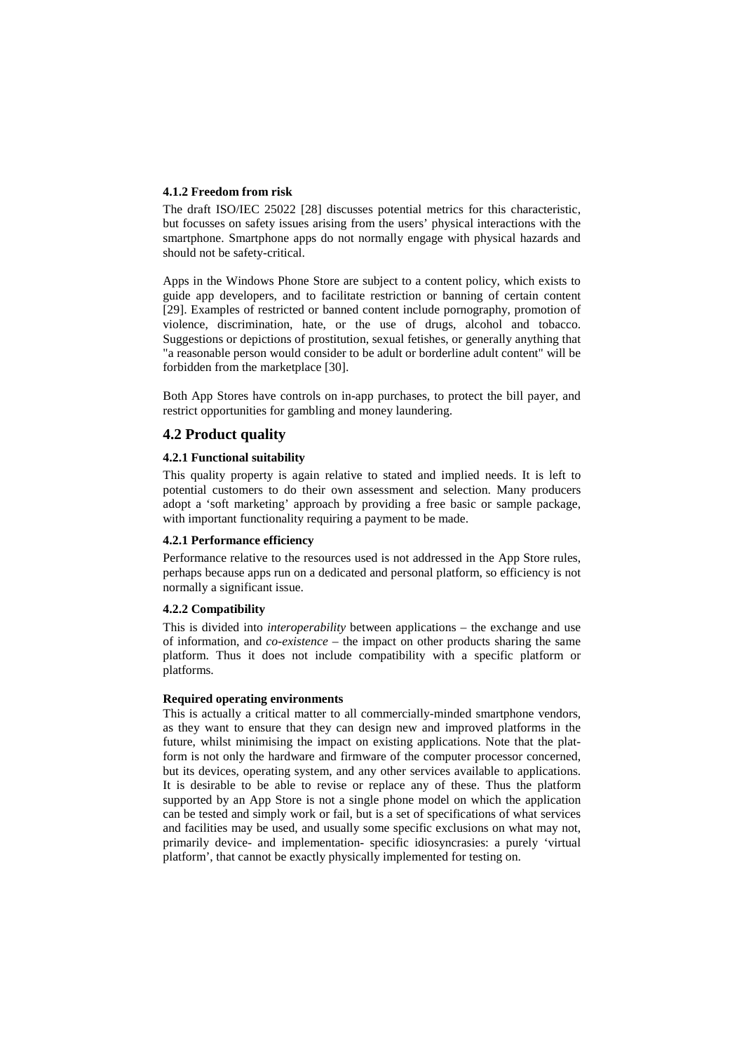#### 4.1.2 Freedom from risk

The draft ISO/IEC 25022 [28] discusses potential metrics for this characteristic, but focusses on safety issues arising from the users' physical interactions with the smartphone. Smartphone apps do not normally engage with physical hazards and should not be safety-critical.

Apps in the Windows Phone Store are subject to a content policy, which exists to guide app developers, and to facilitate restriction or banning of certain content [29]. Examples of restricted or banned content include pornography, promotion of violence, discrimination, hate, or the use of drugs, alcohol and tobacco. Suggestions or depictions of prostitution, sexual fetishes, or generally anything that "a reasonable person would consider to be adult or borderline adult content" will be forbidden from the marketplace [30].

Both App Stores have controls on in-app purchases, to protect the bill payer, and restrict opportunities for gambling and money laundering.

### 4.2 Product quality

#### 4.2.1 Functional suitability

This quality property is again relative to stated and implied needs. It is left to potential customers to do their own assessment and selection. Many producers adopt a 'soft marketing' approach by providing a free basic or sample package, with important functionality requiring a payment to be made.

#### 4.2.1 Performance efficiency

Performance relative to the resources used is not addressed in the App Store rules, perhaps because apps run on a dedicated and personal platform, so efficiency is not normally a significant issue.

#### 4.2.2 Compatibility

This is divided into *interoperability* between applications – the exchange and use of information, and *co-existence* – the impact on other products sharing the same platform. Thus it does not include compatibility with a specific platform or platforms.

**Required operating environments**

This is actually a critical matter to all commercially-minded smartphone vendors, as they want to ensure that they can design new and improved platforms in the future, whilst minimising the impact on existing applications. Note that the platform is not only the hardware and firmware of the computer processor concerned, but its devices, operating system, and any other services available to applications. It is desirable to be able to revise or replace any of these. Thus the platform supported by an App Store is not a single phone model on which the application can be tested and simply work or fail, but is a set of specifications of what services and facilities may be used, and usually some specific exclusions on what may not, primarily device- and implementation- specific idiosyncrasies: a purely 'virtual platform', that cannot be exactly physically implemented for testing on.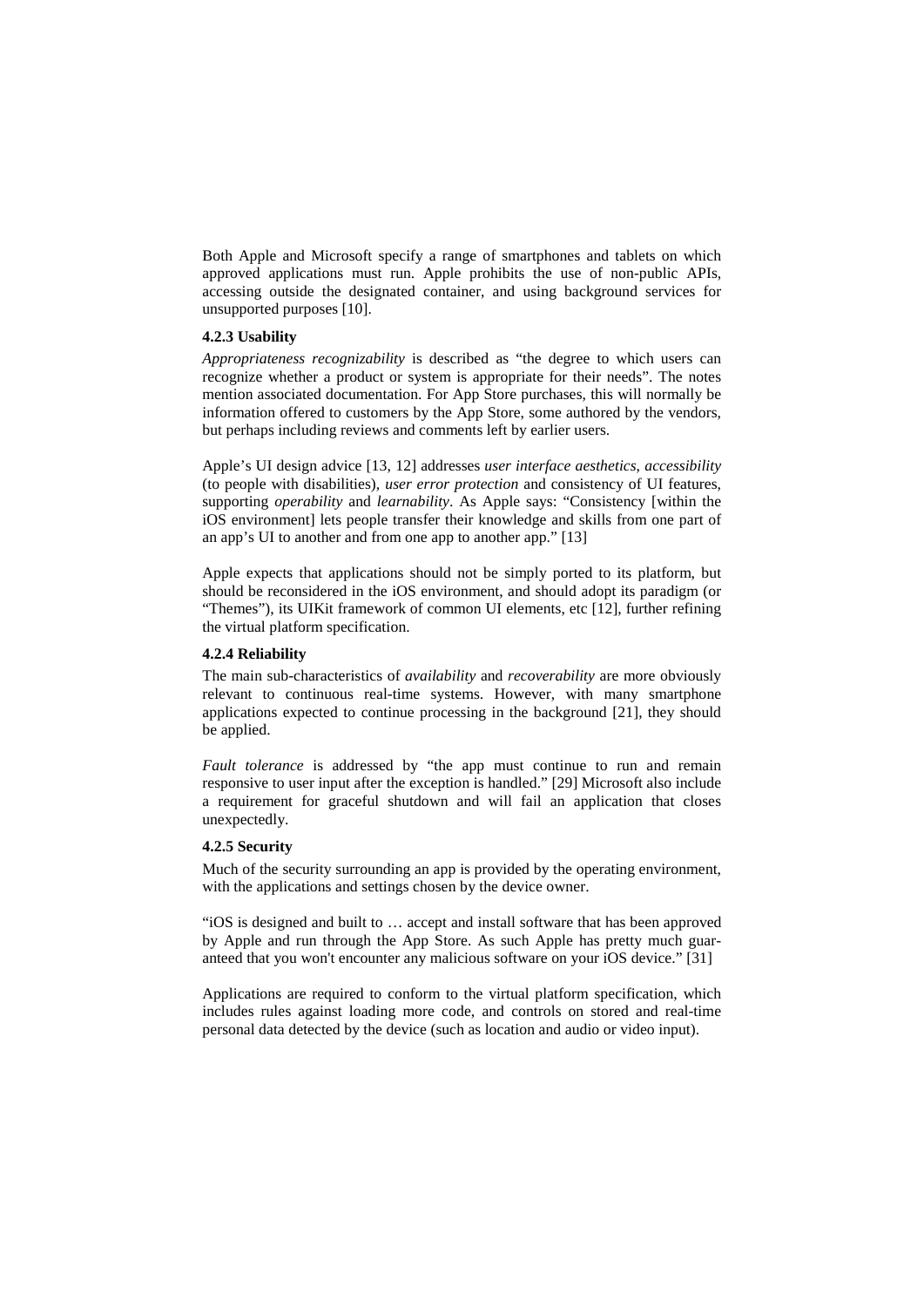Both Apple and Microsoft specify a range of smartphones and tablets on which approved applications must run. Apple prohibits the use of non-public APIs, accessing outside the designated container, and using background services for unsupported purposes [10].

#### 4.2.3 Usability

*Appropriateness recognizability* is described as "the degree to which users can recognize whether a product or system is appropriate for their needs". The notes mention associated documentation. For App Store purchases, this will normally be information offered to customers by the App Store, some authored by the vendors, but perhaps including reviews and comments left by earlier users.

Apple's UI design advice [13, 12] addresses *user interface aesthetics*, *accessibility* (to people with disabilities), *user error protection* and consistency of UI features, supporting *operability* and *learnability*. As Apple says: "Consistency [within the iOS environment] lets people transfer their knowledge and skills from one part of an app's UI to another and from one app to another app." [13]

Apple expects that applications should not be simply ported to its platform, but should be reconsidered in the iOS environment, and should adopt its paradigm (or "Themes"), its UIKit framework of common UI elements, etc [12], further refining the virtual platform specification.

#### 4.2.4 Reliability

The main sub-characteristics of *availability* and *recoverability* are more obviously relevant to continuous real-time systems. However, with many smartphone applications expected to continue processing in the background [21], they should be applied.

*Fault tolerance* is addressed by "the app must continue to run and remain responsive to user input after the exception is handled." [29] Microsoft also include a requirement for graceful shutdown and will fail an application that closes unexpectedly.

#### 4.2.5 Security

Much of the security surrounding an app is provided by the operating environment, with the applications and settings chosen by the device owner.

"iOS is designed and built to … accept and install software that has been approved by Apple and run through the App Store. As such Apple has pretty much guaranteed that you won't encounter any malicious software on your iOS device." [31]

Applications are required to conform to the virtual platform specification, which includes rules against loading more code, and controls on stored and real-time personal data detected by the device (such as location and audio or video input).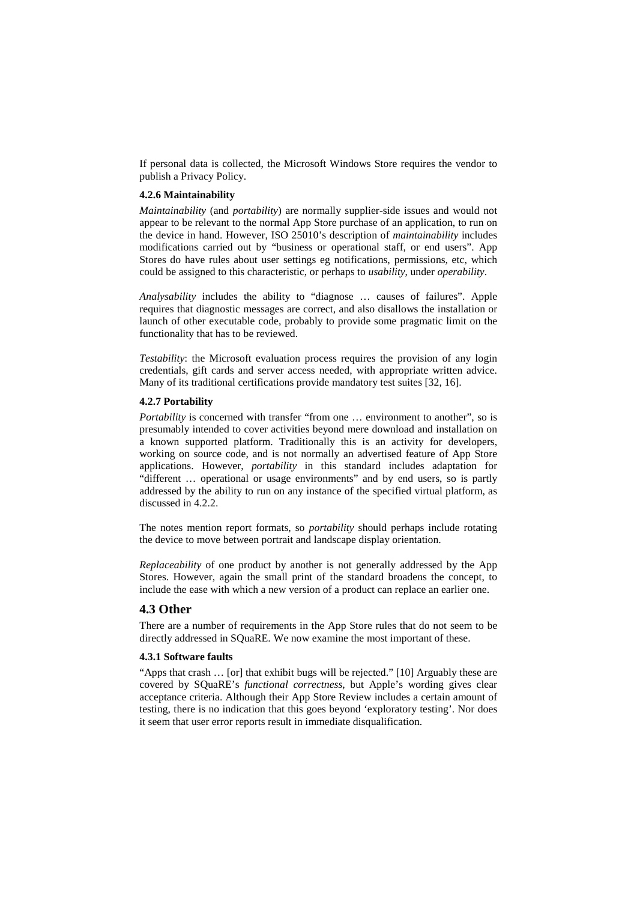If personal data is collected, the Microsoft Windows Store requires the vendor to publish a Privacy Policy.

#### 4.2.6 Maintainability

*Maintainability* (and *portability*) are normally supplier-side issues and would not appear to be relevant to the normal App Store purchase of an application, to run on the device in hand. However, ISO 25010's description of *maintainability* includes modifications carried out by "business or operational staff, or end users". App Stores do have rules about user settings eg notifications, permissions, etc, which could be assigned to this characteristic, or perhaps to *usability*, under *operability*.

*Analysability* includes the ability to "diagnose … causes of failures". Apple requires that diagnostic messages are correct, and also disallows the installation or launch of other executable code, probably to provide some pragmatic limit on the functionality that has to be reviewed.

*Testability*: the Microsoft evaluation process requires the provision of any login credentials, gift cards and server access needed, with appropriate written advice. Many of its traditional certifications provide mandatory test suites [32, 16].

#### 4.2.7 Portability

*Portability* is concerned with transfer "from one … environment to another", so is presumably intended to cover activities beyond mere download and installation on a known supported platform. Traditionally this is an activity for developers, working on source code, and is not normally an advertised feature of App Store applications. However, *portability* in this standard includes adaptation for "different … operational or usage environments" and by end users, so is partly addressed by the ability to run on any instance of the specified virtual platform, as discussed in 4.2.2.

The notes mention report formats, so *portability* should perhaps include rotating the device to move between portrait and landscape display orientation.

*Replaceability* of one product by another is not generally addressed by the App Stores. However, again the small print of the standard broadens the concept, to include the ease with which a new version of a product can replace an earlier one.

### 4.3 Other

There are a number of requirements in the App Store rules that do not seem to be directly addressed in SQuaRE. We now examine the most important of these.

#### 4.3.1 Software faults

"Apps that crash … [or] that exhibit bugs will be rejected." [10] Arguably these are covered by SQuaRE's *functional correctness*, but Apple's wording gives clear acceptance criteria. Although their App Store Review includes a certain amount of testing, there is no indication that this goes beyond 'exploratory testing'. Nor does it seem that user error reports result in immediate disqualification.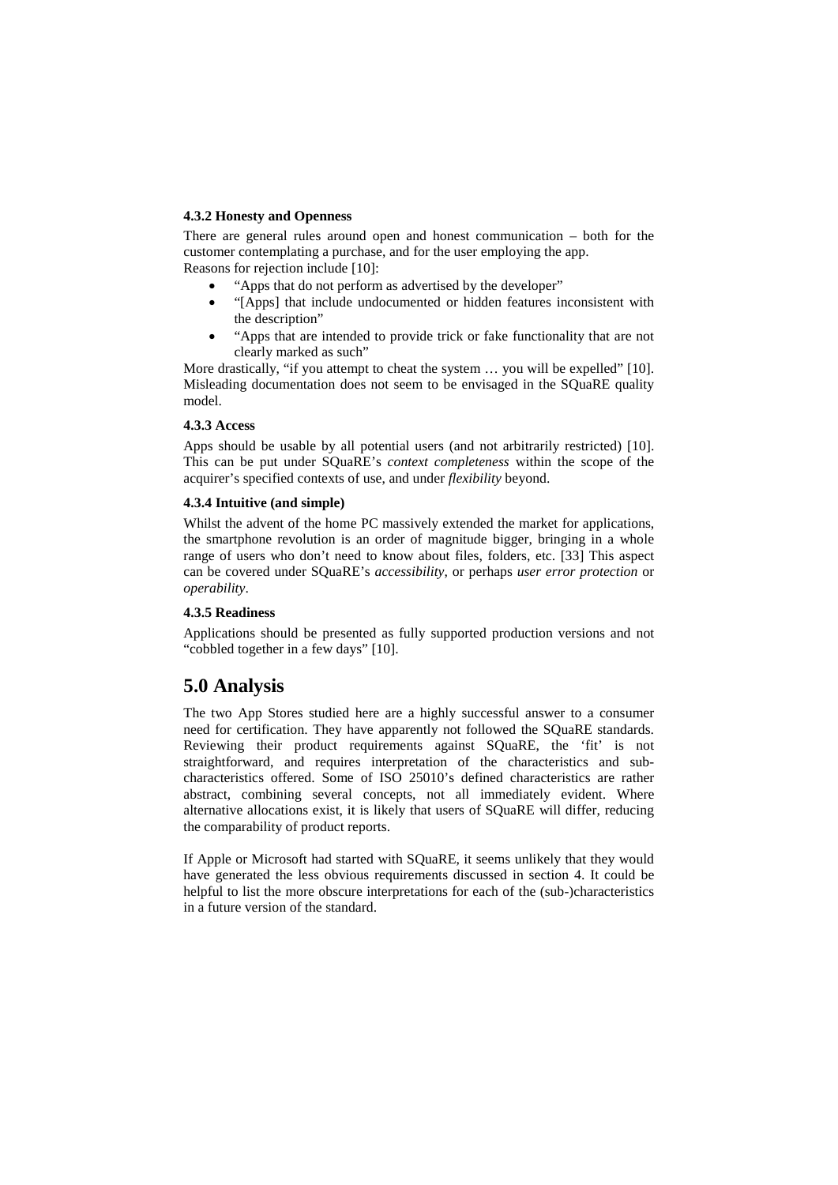#### 4.3.2 Honesty and Openness

There are general rules around open and honest communication – both for the customer contemplating a purchase, and for the user employing the app.
Reasons for rejection include [10]:

- "Apps that do not perform as advertised by the developer"
- "[Apps] that include undocumented or hidden features inconsistent with the description"
- "Apps that are intended to provide trick or fake functionality that are not clearly marked as such"

More drastically, "if you attempt to cheat the system … you will be expelled" [10]. Misleading documentation does not seem to be envisaged in the SQuaRE quality model.

#### 4.3.3 Access

Apps should be usable by all potential users (and not arbitrarily restricted) [10]. This can be put under SQuaRE's *context completeness* within the scope of the acquirer's specified contexts of use, and under *flexibility* beyond.

#### 4.3.4 Intuitive (and simple)

Whilst the advent of the home PC massively extended the market for applications, the smartphone revolution is an order of magnitude bigger, bringing in a whole range of users who don't need to know about files, folders, etc. [33] This aspect can be covered under SQuaRE's *accessibility*, or perhaps *user error protection* or *operability*.

#### 4.3.5 Readiness

Applications should be presented as fully supported production versions and not "cobbled together in a few days" [10].

## 5.0 Analysis

The two App Stores studied here are a highly successful answer to a consumer need for certification. They have apparently not followed the SQuaRE standards. Reviewing their product requirements against SQuaRE, the 'fit' is not straightforward, and requires interpretation of the characteristics and sub-characteristics offered. Some of ISO 25010's defined characteristics are rather abstract, combining several concepts, not all immediately evident. Where alternative allocations exist, it is likely that users of SQuaRE will differ, reducing the comparability of product reports.

If Apple or Microsoft had started with SQuaRE, it seems unlikely that they would have generated the less obvious requirements discussed in section 4. It could be helpful to list the more obscure interpretations for each of the (sub-)characteristics in a future version of the standard.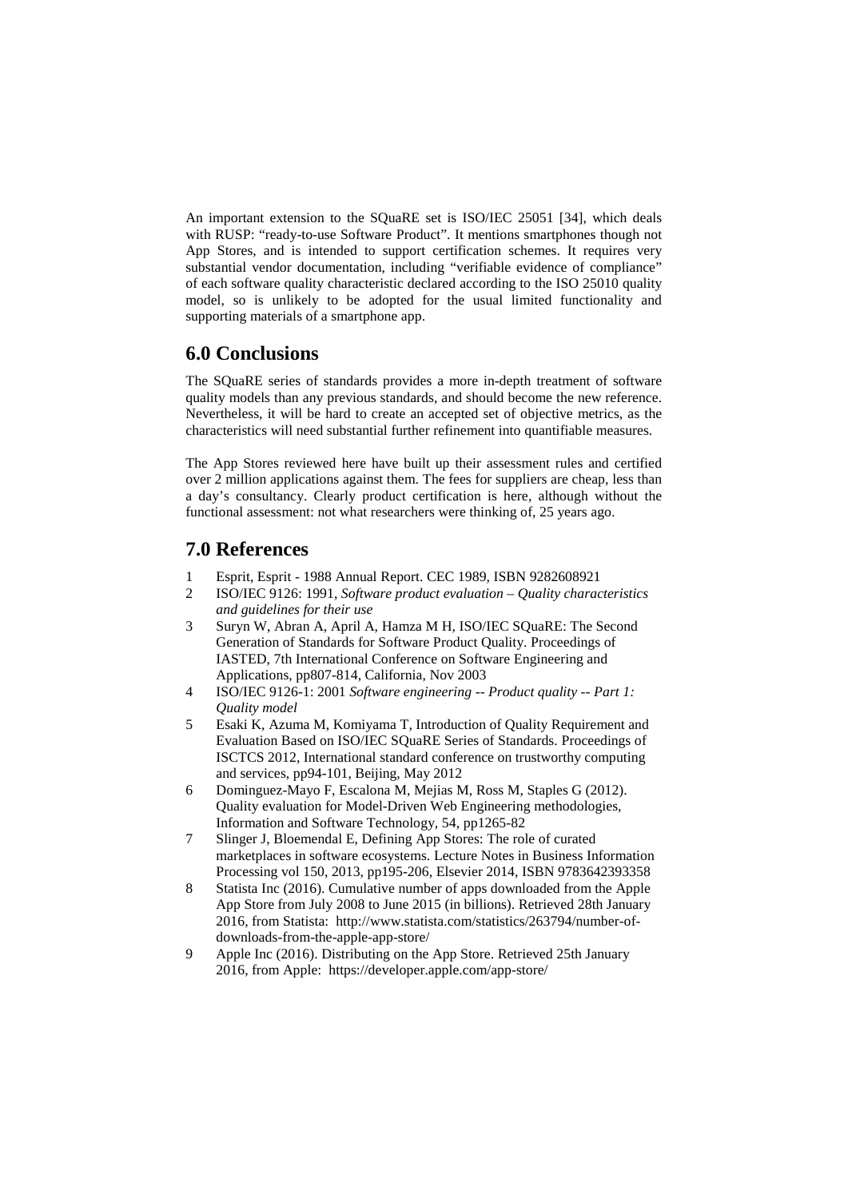An important extension to the SQuaRE set is ISO/IEC 25051 [34], which deals with RUSP: "ready-to-use Software Product". It mentions smartphones though not App Stores, and is intended to support certification schemes. It requires very substantial vendor documentation, including "verifiable evidence of compliance" of each software quality characteristic declared according to the ISO 25010 quality model, so is unlikely to be adopted for the usual limited functionality and supporting materials of a smartphone app.

## 6.0 Conclusions

The SQuaRE series of standards provides a more in-depth treatment of software quality models than any previous standards, and should become the new reference. Nevertheless, it will be hard to create an accepted set of objective metrics, as the characteristics will need substantial further refinement into quantifiable measures.

The App Stores reviewed here have built up their assessment rules and certified over 2 million applications against them. The fees for suppliers are cheap, less than a day's consultancy. Clearly product certification is here, although without the functional assessment: not what researchers were thinking of, 25 years ago.

## 7.0 References

1. Esprit, Esprit - 1988 Annual Report. CEC 1989, ISBN 9282608921
2. ISO/IEC 9126: 1991, *Software product evaluation – Quality characteristics and guidelines for their use*
3. Suryn W, Abran A, April A, Hamza M H, ISO/IEC SQuaRE: The Second Generation of Standards for Software Product Quality. Proceedings of IASTED, 7th International Conference on Software Engineering and Applications, pp807-814, California, Nov 2003
4. ISO/IEC 9126-1: 2001 *Software engineering -- Product quality -- Part 1: Quality model*
5. Esaki K, Azuma M, Komiyama T, Introduction of Quality Requirement and Evaluation Based on ISO/IEC SQuaRE Series of Standards. Proceedings of ISCTCS 2012, International standard conference on trustworthy computing and services, pp94-101, Beijing, May 2012
6. Dominguez-Mayo F, Escalona M, Mejias M, Ross M, Staples G (2012). Quality evaluation for Model-Driven Web Engineering methodologies, Information and Software Technology, 54, pp1265-82
7. Slinger J, Bloemendal E, Defining App Stores: The role of curated marketplaces in software ecosystems. Lecture Notes in Business Information Processing vol 150, 2013, pp195-206, Elsevier 2014, ISBN 9783642393358
8. Statista Inc (2016). Cumulative number of apps downloaded from the Apple App Store from July 2008 to June 2015 (in billions). Retrieved 28th January 2016, from Statista: http://www.statista.com/statistics/263794/number-of-downloads-from-the-apple-app-store/
9. Apple Inc (2016). Distributing on the App Store. Retrieved 25th January 2016, from Apple: https://developer.apple.com/app-store/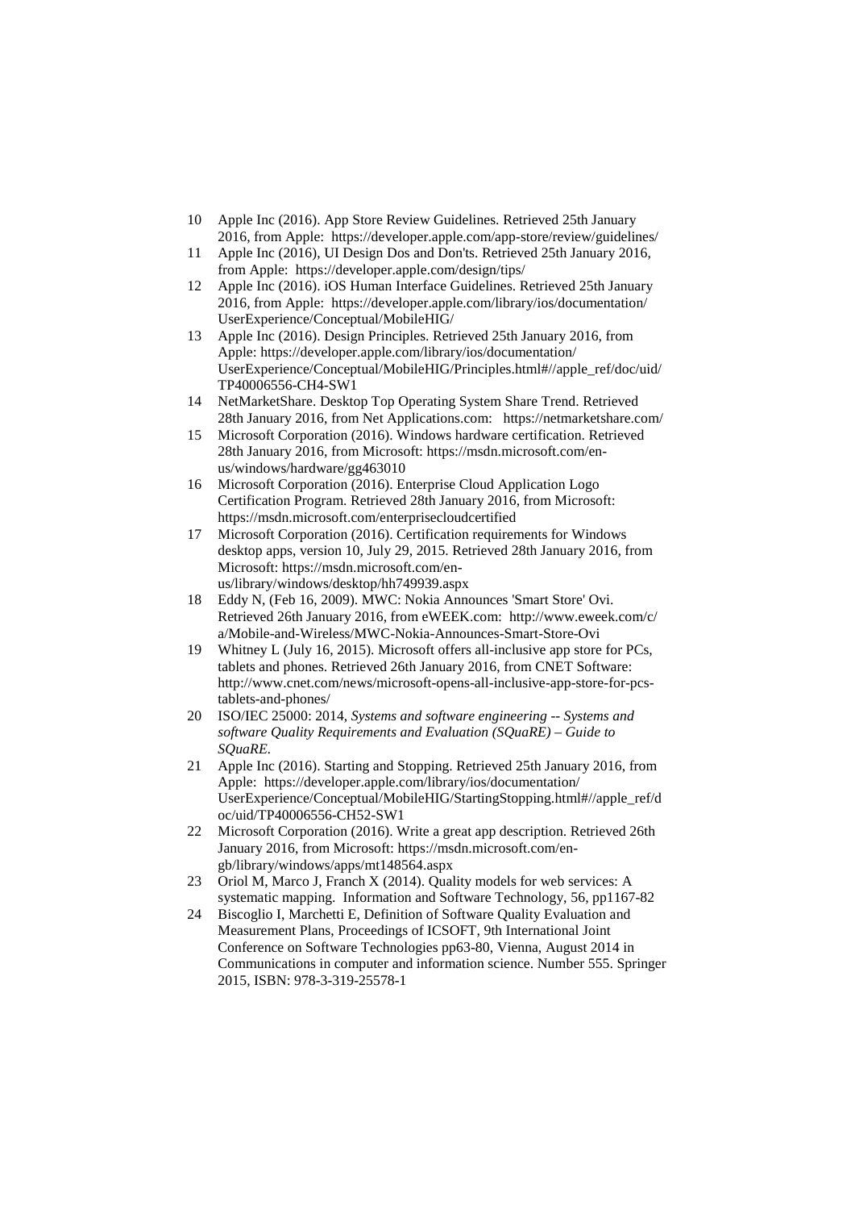10 Apple Inc (2016). App Store Review Guidelines. Retrieved 25th January 2016, from Apple: https://developer.apple.com/app-store/review/guidelines/

11 Apple Inc (2016), UI Design Dos and Don'ts. Retrieved 25th January 2016, from Apple: https://developer.apple.com/design/tips/

12 Apple Inc (2016). iOS Human Interface Guidelines. Retrieved 25th January 2016, from Apple: https://developer.apple.com/library/ios/documentation/UserExperience/Conceptual/MobileHIG/

13 Apple Inc (2016). Design Principles. Retrieved 25th January 2016, from Apple: https://developer.apple.com/library/ios/documentation/UserExperience/Conceptual/MobileHIG/Principles.html#//apple_ref/doc/uid/TP40006556-CH4-SW1

14 NetMarketShare. Desktop Top Operating System Share Trend. Retrieved 28th January 2016, from Net Applications.com: https://netmarketshare.com/

15 Microsoft Corporation (2016). Windows hardware certification. Retrieved 28th January 2016, from Microsoft: https://msdn.microsoft.com/en-us/windows/hardware/gg463010

16 Microsoft Corporation (2016). Enterprise Cloud Application Logo Certification Program. Retrieved 28th January 2016, from Microsoft: https://msdn.microsoft.com/enterprisecloudcertified

17 Microsoft Corporation (2016). Certification requirements for Windows desktop apps, version 10, July 29, 2015. Retrieved 28th January 2016, from Microsoft: https://msdn.microsoft.com/en-us/library/windows/desktop/hh749939.aspx

18 Eddy N, (Feb 16, 2009). MWC: Nokia Announces 'Smart Store' Ovi. Retrieved 26th January 2016, from eWEEK.com: http://www.eweek.com/c/a/Mobile-and-Wireless/MWC-Nokia-Announces-Smart-Store-Ovi

19 Whitney L (July 16, 2015). Microsoft offers all-inclusive app store for PCs, tablets and phones. Retrieved 26th January 2016, from CNET Software: http://www.cnet.com/news/microsoft-opens-all-inclusive-app-store-for-pcs-tablets-and-phones/

20 ISO/IEC 25000: 2014, *Systems and software engineering -- Systems and software Quality Requirements and Evaluation (SQuaRE) – Guide to SQuaRE*.

21 Apple Inc (2016). Starting and Stopping. Retrieved 25th January 2016, from Apple: https://developer.apple.com/library/ios/documentation/UserExperience/Conceptual/MobileHIG/StartingStopping.html#//apple_ref/doc/uid/TP40006556-CH52-SW1

22 Microsoft Corporation (2016). Write a great app description. Retrieved 26th January 2016, from Microsoft: https://msdn.microsoft.com/en-gb/library/windows/apps/mt148564.aspx

23 Oriol M, Marco J, Franch X (2014). Quality models for web services: A systematic mapping. Information and Software Technology, 56, pp1167-82

24 Biscoglio I, Marchetti E, Definition of Software Quality Evaluation and Measurement Plans, Proceedings of ICSOFT, 9th International Joint Conference on Software Technologies pp63-80, Vienna, August 2014 in Communications in computer and information science. Number 555. Springer 2015, ISBN: 978-3-319-25578-1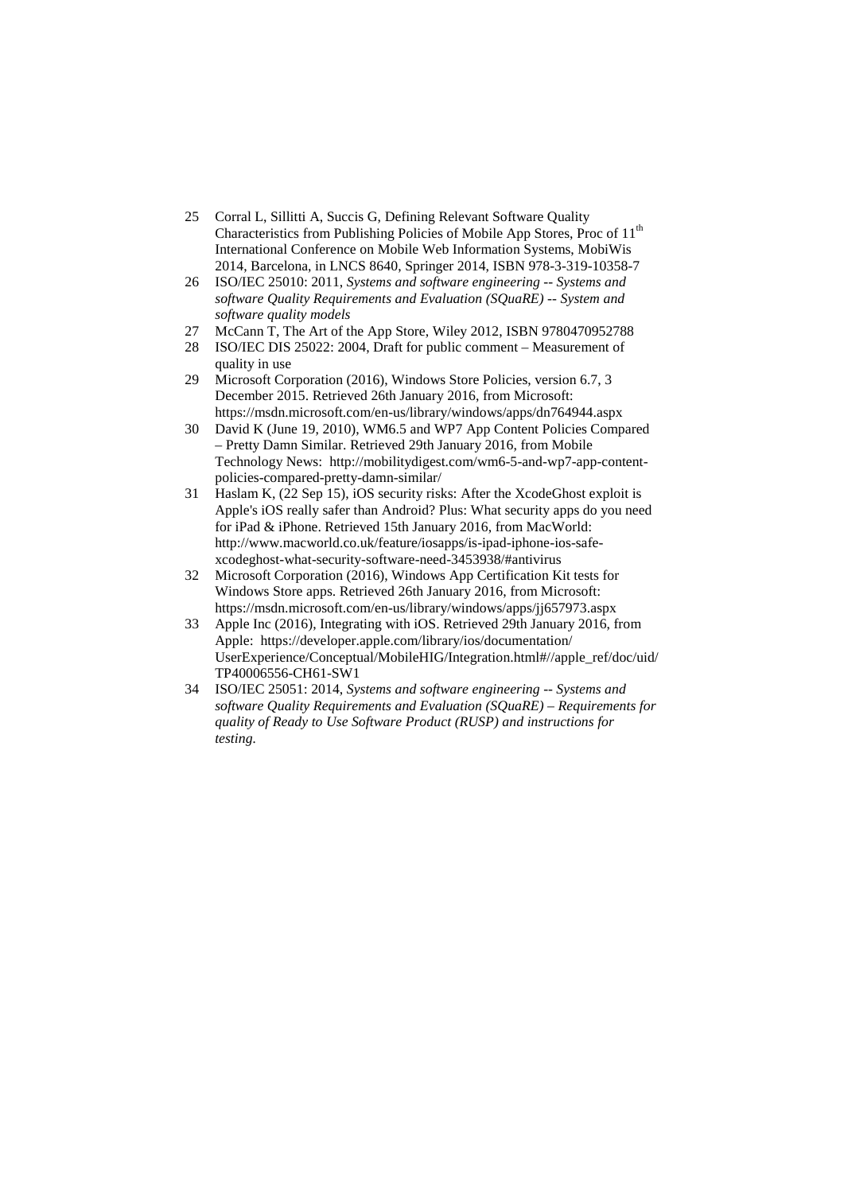25 Corral L, Sillitti A, Succis G, Defining Relevant Software Quality Characteristics from Publishing Policies of Mobile App Stores, Proc of 11th International Conference on Mobile Web Information Systems, MobiWis 2014, Barcelona, in LNCS 8640, Springer 2014, ISBN 978-3-319-10358-7

26 ISO/IEC 25010: 2011, *Systems and software engineering -- Systems and software Quality Requirements and Evaluation (SQuaRE) -- System and software quality models*

27 McCann T, The Art of the App Store, Wiley 2012, ISBN 9780470952788

28 ISO/IEC DIS 25022: 2004, Draft for public comment – Measurement of quality in use

29 Microsoft Corporation (2016), Windows Store Policies, version 6.7, 3 December 2015. Retrieved 26th January 2016, from Microsoft: https://msdn.microsoft.com/en-us/library/windows/apps/dn764944.aspx

30 David K (June 19, 2010), WM6.5 and WP7 App Content Policies Compared – Pretty Damn Similar. Retrieved 29th January 2016, from Mobile Technology News: http://mobilitydigest.com/wm6-5-and-wp7-app-content-policies-compared-pretty-damn-similar/

31 Haslam K, (22 Sep 15), iOS security risks: After the XcodeGhost exploit is Apple's iOS really safer than Android? Plus: What security apps do you need for iPad & iPhone. Retrieved 15th January 2016, from MacWorld: http://www.macworld.co.uk/feature/iosapps/is-ipad-iphone-ios-safe-xcodeghost-what-security-software-need-3453938/#antivirus

32 Microsoft Corporation (2016), Windows App Certification Kit tests for Windows Store apps. Retrieved 26th January 2016, from Microsoft: https://msdn.microsoft.com/en-us/library/windows/apps/jj657973.aspx

33 Apple Inc (2016), Integrating with iOS. Retrieved 29th January 2016, from Apple: https://developer.apple.com/library/ios/documentation/UserExperience/Conceptual/MobileHIG/Integration.html#//apple_ref/doc/uid/TP40006556-CH61-SW1

34 ISO/IEC 25051: 2014, *Systems and software engineering -- Systems and software Quality Requirements and Evaluation (SQuaRE) – Requirements for quality of Ready to Use Software Product (RUSP) and instructions for testing.*